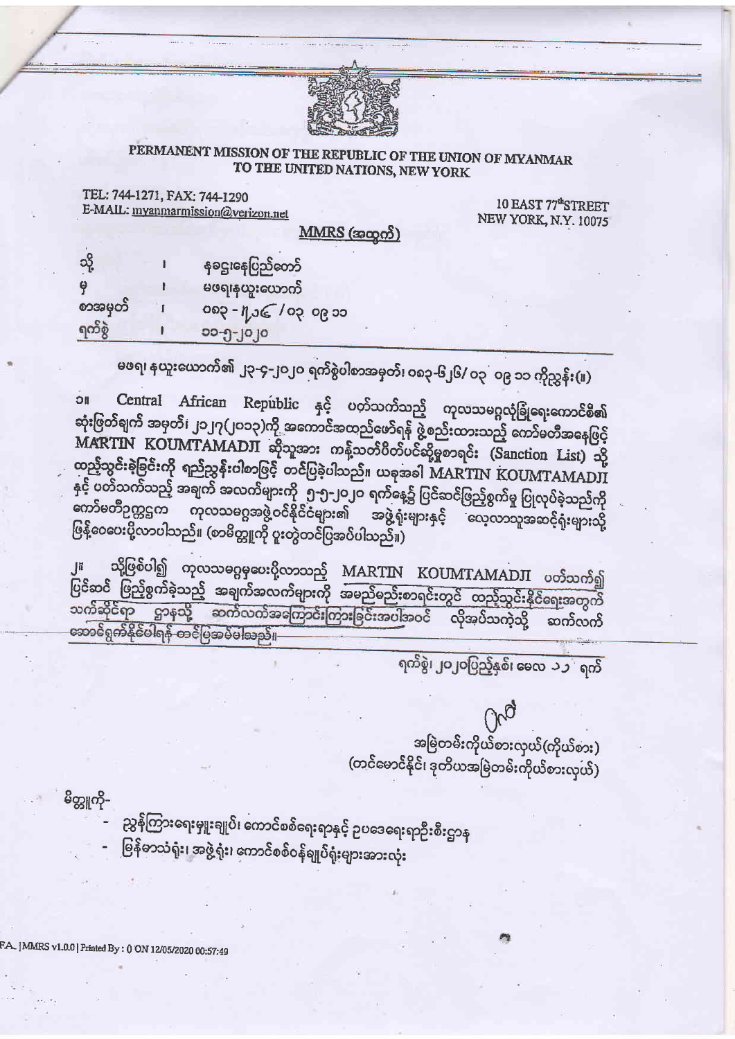# PERMANENT MISSION OF THE REPUBLIC OF THE UNION OF MYANMAR TO THE UNITED NATIONS, NEW YORK

TEL: 744-1271, FAX: 744-1290
E-MAIL: myanmarmission@verizon.net

10 EAST 77th STREET
NEW YORK, N.Y. 10075

MMRS (အထွက်)

| | | |
|---|---|---|
| သို့ | ၊ | နစဌ၊နေပြည်တော် |
| မှ | ၊ | မဖရ၊နယူးယောက် |
| စာအမှတ် | ၊ | ၀၈၃ - ၅၂၆ / ၀၃ ၀၉ ၁၁ |
| ရက်စွဲ | ၊ | ၁၁-၅-၂၀၂၀ |

မဖရ၊ နယူးယောက်၏ ၂၃-၄-၂၀၂၀ ရက်စွဲပါစာအမှတ်၊ ၀၈၃-၆၂၆/ ၀၃ ၀၉ ၁၁ ကိုညွှန်း။

၁။ Central African Republic နှင့် ပတ်သက်သည့် ကုလသမဂ္ဂလုံခြုံရေးကောင်စီ၏ ဆုံးဖြတ်ချက် အမှတ်၊ ၂၁၂၇(၂၀၁၃)ကို အကောင်အထည်ဖော်ရန် ဖွဲ့စည်းထားသည့် ကော်မတီအနေဖြင့် MARTIN KOUMTAMADJI ဆိုသူအား ကန့်သတ်ပိတ်ပင်ဆို့မှုစာရင်း (Sanction List) သို့ ထည့်သွင်းခဲ့ခြင်းကို ရည်ညွှန်းပါစာဖြင့် တင်ပြခဲ့ပါသည်။ ယခုအခါ MARTIN KOUMTAMADJI နှင့် ပတ်သက်သည့် အချက် အလက်များကို ၅-၅-၂၀၂၀ ရက်နေ့၌ ပြင်ဆင်ဖြည့်စွက်မှု ပြုလုပ်ခဲ့သည်ကို ကော်မတီဥက္ကဋ္ဌက ကုလသမဂ္ဂအဖွဲ့ဝင်နိုင်ငံများ၏ အဖွဲ့ရုံးများနှင့် လေ့လာသူအဆင့်ရုံးများသို့ ဖြန့်ဝေပေးပို့လာပါသည်။ (စာမိတ္တူကို ပူးတွဲတင်ပြအပ်ပါသည်။)

၂။ သို့ဖြစ်ပါ၍ ကုလသမဂ္ဂမှပေးပို့လာသည့် MARTIN KOUMTAMADJI ပတ်သက်၍ ပြင်ဆင် ဖြည့်စွက်ခဲ့သည့် အချက်အလက်များကို အမည်မည်းစာရင်းတွင် ထည့်သွင်းနိုင်ရေးအတွက် သက်ဆိုင်ရာ ဌာနသို့ ဆက်လက်အကြောင်းကြားခြင်းအပါအဝင် လိုအပ်သကဲ့သို့ ဆက်လက် ဆောင်ရွက်နိုင်ပါရန် တင်ပြအပ်ပါသည်။

ရက်စွဲ၊ ၂၀၂၀ပြည့်နှစ်၊ မေလ ၁၁ ရက်

အမြဲတမ်းကိုယ်စားလှယ်(ကိုယ်စား)
(တင်မောင်နိုင်၊ ဒုတိယအမြဲတမ်းကိုယ်စားလှယ်)

မိတ္တူကို-

- ညွှန်ကြားရေးမှူးချုပ်၊ ကောင်စစ်ရေးရာနှင့် ဥပဒေရေးရာဦးစီးဌာန
- မြန်မာသံရုံး၊ အဖွဲ့ရုံး၊ ကောင်စစ်ဝန်ချုပ်ရုံးများအားလုံး

FA_|MMRS v1.0.0 | Printed By : () ON 12/05/2020 00:57:49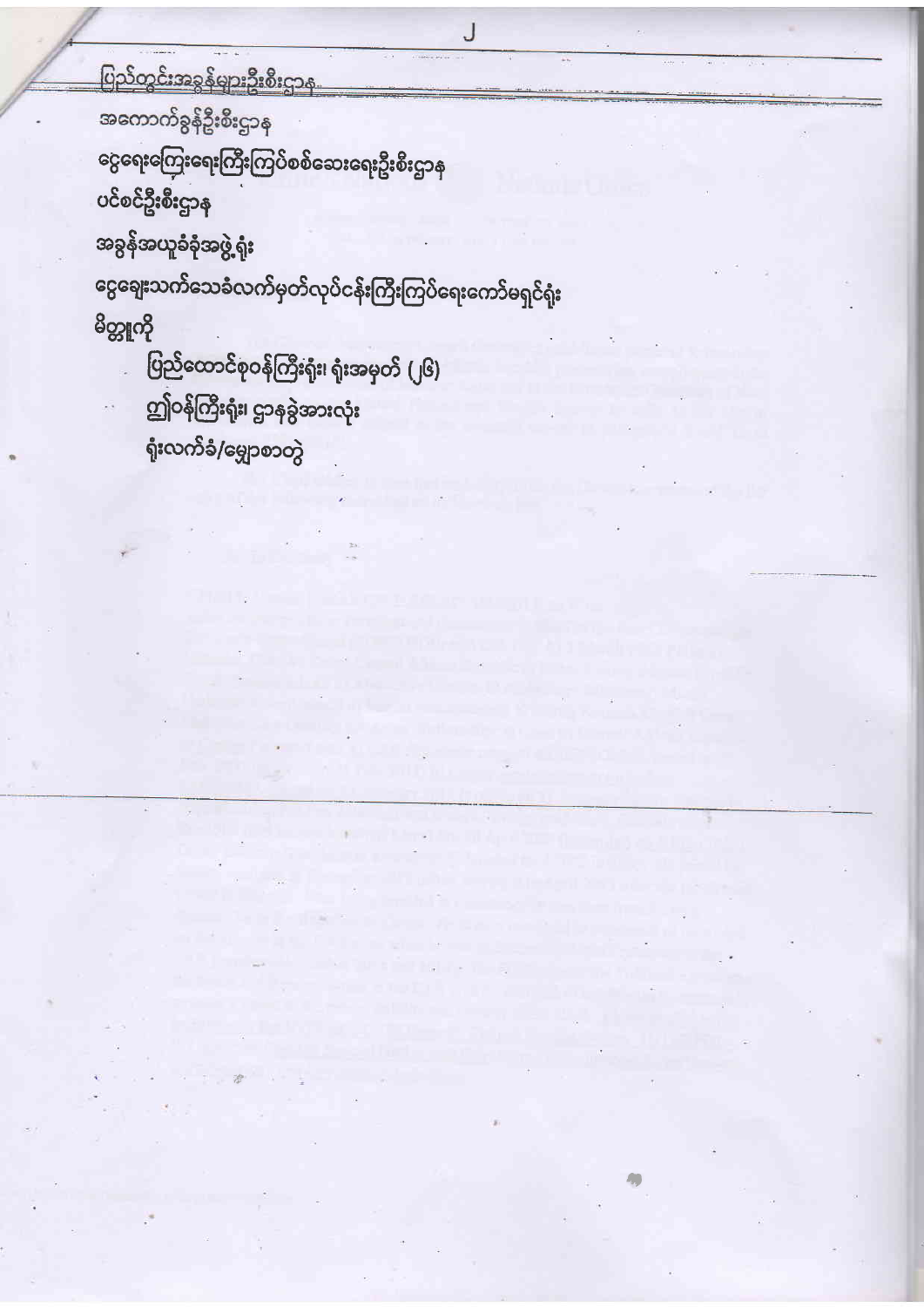ပြည်တွင်းအခွန်များဦးစီးဌာန

အကောက်ခွန်ဦးစီးဌာန

ငွေရေးကြေးရေးကြီးကြပ်စစ်ဆေးရေးဦးစီးဌာန

ပင်စင်ဦးစီးဌာန

အခွန်အယူခံခုံအဖွဲ့ရုံး

ငွေချေးသက်သေခံလက်မှတ်လုပ်ငန်းကြီးကြပ်ရေးကော်မရှင်ရုံး

မိတ္တူကို

- ပြည်ထောင်စုဝန်ကြီးရုံး၊ ရုံးအမှတ် (၂၆)
- ဦးဝန်ကြီးရုံး၊ ဌာနခွဲအားလုံး
- ရုံးလက်ခံ/မျှောစာတွဲ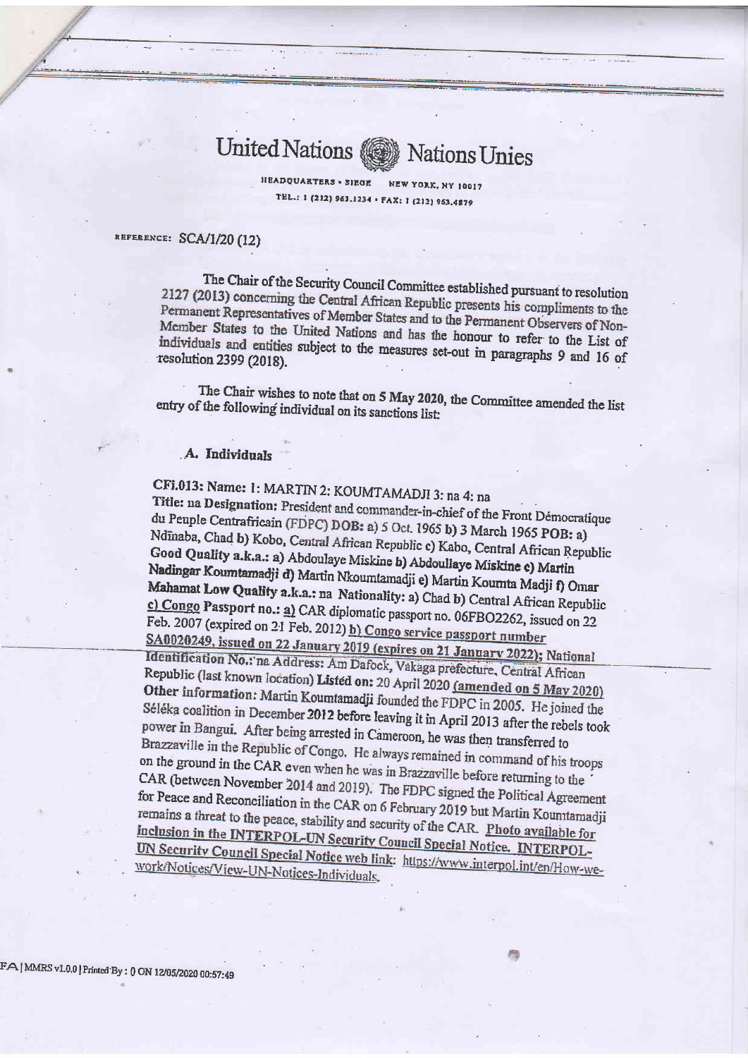# United Nations — Nations Unies

HEADQUARTERS • SIEGE NEW YORK, NY 10017

TEL.: 1 (212) 963.1234 • FAX: 1 (212) 963.4879

REFERENCE: SCA/1/20 (12)

The Chair of the Security Council Committee established pursuant to resolution 2127 (2013) concerning the Central African Republic presents his compliments to the Permanent Representatives of Member States and to the Permanent Observers of Non-Member States to the United Nations and has the honour to refer to the List of individuals and entities subject to the measures set-out in paragraphs 9 and 16 of resolution 2399 (2018).

The Chair wishes to note that on 5 May 2020, the Committee amended the list entry of the following individual on its sanctions list:

## A. Individuals

**CFi.013: Name: 1:** MARTIN **2:** KOUMTAMADJI **3:** na **4:** na
**Title:** na **Designation:** President and commander-in-chief of the Front Démocratique du Peuple Centrafricain (FDPC) **DOB:** a) 5 Oct. 1965 **b)** 3 March 1965 **POB:** a) Ndïnaba, Chad **b)** Kobo, Central African Republic **c)** Kabo, Central African Republic **Good Quality a.k.a.:** a) Abdoulaye Miskine **b)** Abdoullaye Miskine **c)** Martin Nadingar Koumtamadji **d)** Martin Nkoumtamadji **e)** Martin Koumta Madji **f)** Omar Mahamat **Low Quality a.k.a.:** na **Nationality:** a) Chad **b)** Central African Republic <u>c) Congo</u> **Passport no.:** <u>a)</u> CAR diplomatic passport no. 06FBO2262, issued on 22 Feb. 2007 (expired on 21 Feb. 2012) <u>b) Congo service passport number SA0020249, issued on 22 January 2019 (expires on 21 January 2022)</u>; **National Identification No.:** na **Address:** Am Dafock, Vakaga prefecture, Central African Republic (last known location) **Listed on:** 20 April 2020 <u>(amended on 5 May 2020)</u> **Other information:** Martin Koumtamadji founded the FDPC in 2005. He joined the Séléka coalition in December 2012 before leaving it in April 2013 after the rebels took power in Bangui. After being arrested in Cameroon, he was then transferred to Brazzaville in the Republic of Congo. He always remained in command of his troops on the ground in the CAR even when he was in Brazzaville before returning to the CAR (between November 2014 and 2019). The FDPC signed the Political Agreement for Peace and Reconciliation in the CAR on 6 February 2019 but Martin Koumtamadji remains a threat to the peace, stability and security of the CAR. <u>Photo available for inclusion in the INTERPOL-UN Security Council Special Notice. INTERPOL-UN Security Council Special Notice web link: https://www.interpol.int/en/How-we-work/Notices/View-UN-Notices-Individuals.</u>

FA | MMRS v1.0.0 | Printed By : 0 ON 12/05/2020 00:57:49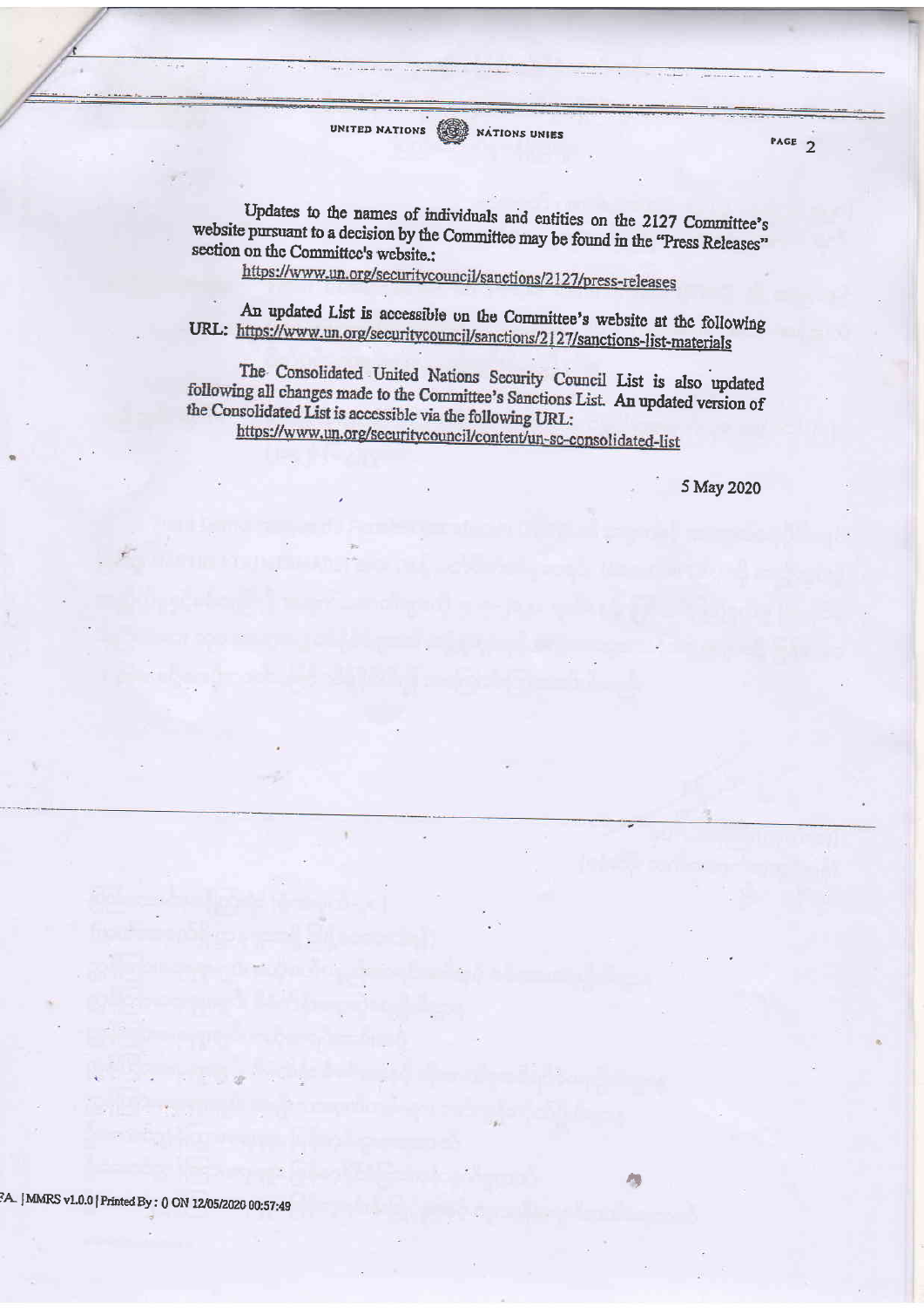Updates to the names of individuals and entities on the 2127 Committee's website pursuant to a decision by the Committee may be found in the "Press Releases" section on the Committee's website.:

https://www.un.org/securitycouncil/sanctions/2127/press-releases

An updated List is accessible on the Committee's website at the following URL: https://www.un.org/securitycouncil/sanctions/2127/sanctions-list-materials

The Consolidated United Nations Security Council List is also updated following all changes made to the Committee's Sanctions List. An updated version of the Consolidated List is accessible via the following URL:

https://www.un.org/securitycouncil/content/un-sc-consolidated-list

5 May 2020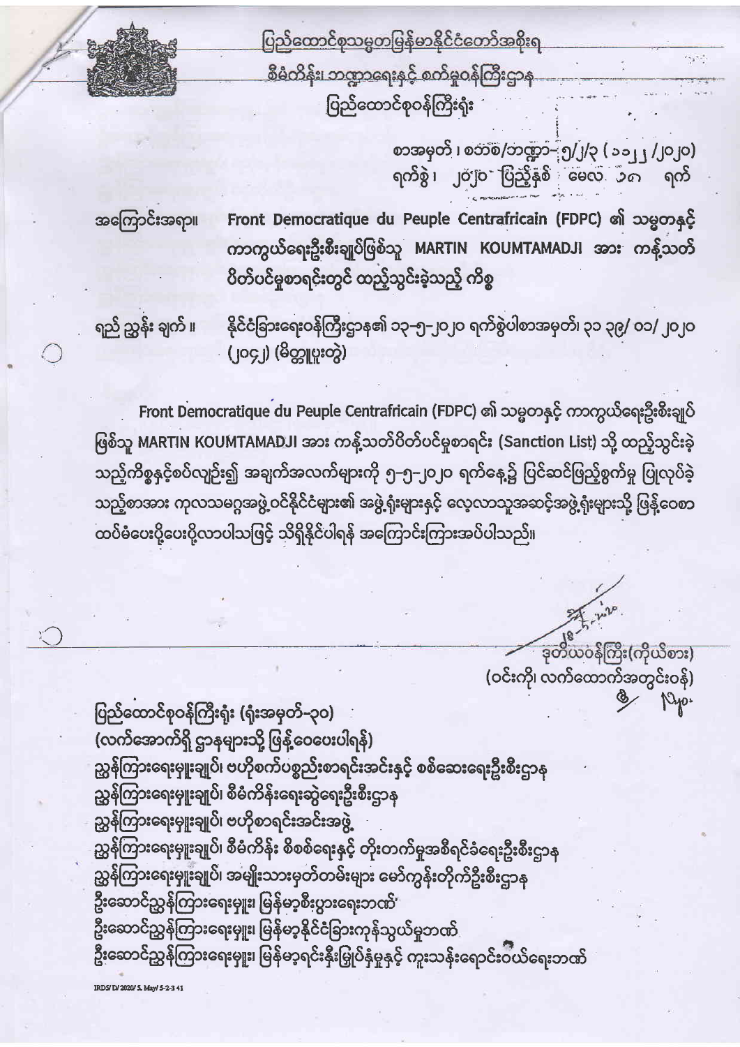ပြည်ထောင်စုသမ္မတမြန်မာနိုင်ငံတော်အစိုးရ

စီမံကိန်း၊ ဘဏ္ဍာရေးနှင့် စက်မှုဝန်ကြီးဌာန

ပြည်ထောင်စုဝန်ကြီးရုံး

စာအမှတ်၊ စဝဘစ/ဘဏ္ဍာ-၅/၂/၃ (၁၁၂၂ /၂၀၂၀)

ရက်စွဲ၊ ၂၀၂၀ ပြည့်နှစ် မေလ ၁၈ ရက်

အကြောင်းအရာ။ Front Democratique du Peuple Centrafricain (FDPC) ၏ သမ္မတနှင့် ကာကွယ်ရေးဦးစီးချုပ်ဖြစ်သူ MARTIN KOUMTAMADJI အား ကန့်သတ်ပိတ်ပင်မှုစာရင်းတွင် ထည့်သွင်းခဲ့သည့် ကိစ္စ

ရည် ညွှန်း ချက် ။ နိုင်ငံခြားရေးဝန်ကြီးဌာန၏ ၁၃-၅-၂၀၂၀ ရက်စွဲပါစာအမှတ်၊ ၃၁ ၃၉/ ၀၁/ ၂၀၂၀ (၂၀၄၂) (မိတ္တူပူးတွဲ)

Front Democratique du Peuple Centrafricain (FDPC) ၏ သမ္မတနှင့် ကာကွယ်ရေးဦးစီးချုပ်ဖြစ်သူ MARTIN KOUMTAMADJI အား ကန့်သတ်ပိတ်ပင်မှုစာရင်း (Sanction List) သို့ ထည့်သွင်းခဲ့သည့်ကိစ္စနှင့်စပ်လျဉ်း၍ အချက်အလက်များကို ၅-၅-၂၀၂၀ ရက်နေ့၌ ပြင်ဆင်ဖြည့်စွက်မှု ပြုလုပ်ခဲ့သည့်စာအား ကုလသမဂ္ဂအဖွဲ့ဝင်နိုင်ငံများ၏ အဖွဲ့ရုံးများနှင့် လေ့လာသူအဆင့်အဖွဲ့ရုံးများသို့ ဖြန့်ဝေစာ ထပ်မံပေးပို့ပေးပို့လာပါသဖြင့် သိရှိနိုင်ပါရန် အကြောင်းကြားအပ်ပါသည်။

ဒုတိယဝန်ကြီး(ကိုယ်စား)

(ဝင်းကို၊ လက်ထောက်အတွင်းဝန်)

ပြည်ထောင်စုဝန်ကြီးရုံး (ရုံးအမှတ်-၃၀)

(လက်အောက်ရှိ ဌာနများသို့ ဖြန့်ဝေပေးပါရန်)

ညွှန်ကြားရေးမှူးချုပ်၊ ဗဟိုစက်ပစ္စည်းစာရင်းအင်းနှင့် စစ်ဆေးရေးဦးစီးဌာန

ညွှန်ကြားရေးမှူးချုပ်၊ စီမံကိန်းရေးဆွဲရေးဦးစီးဌာန

ညွှန်ကြားရေးမှူးချုပ်၊ ဗဟိုစာရင်းအင်းအဖွဲ့

ညွှန်ကြားရေးမှူးချုပ်၊ စီမံကိန်း စိစစ်ရေးနှင့် တိုးတက်မှုအစီရင်ခံရေးဦးစီးဌာန

ညွှန်ကြားရေးမှူးချုပ်၊ အမျိုးသားမှတ်တမ်းများ မော်ကွန်းတိုက်ဦးစီးဌာန

ဦးဆောင်ညွှန်ကြားရေးမှူး၊ မြန်မာ့စီးပွားရေးဘဏ်

ဦးဆောင်ညွှန်ကြားရေးမှူး၊ မြန်မာ့နိုင်ငံခြားကုန်သွယ်မှုဘဏ်

ဦးဆောင်ညွှန်ကြားရေးမှူး၊ မြန်မာ့ရင်းနှီးမြှုပ်နှံမှုနှင့် ကူးသန်းရောင်းဝယ်ရေးဘဏ်

IRDS/D/2020/5.May/5-2-3 41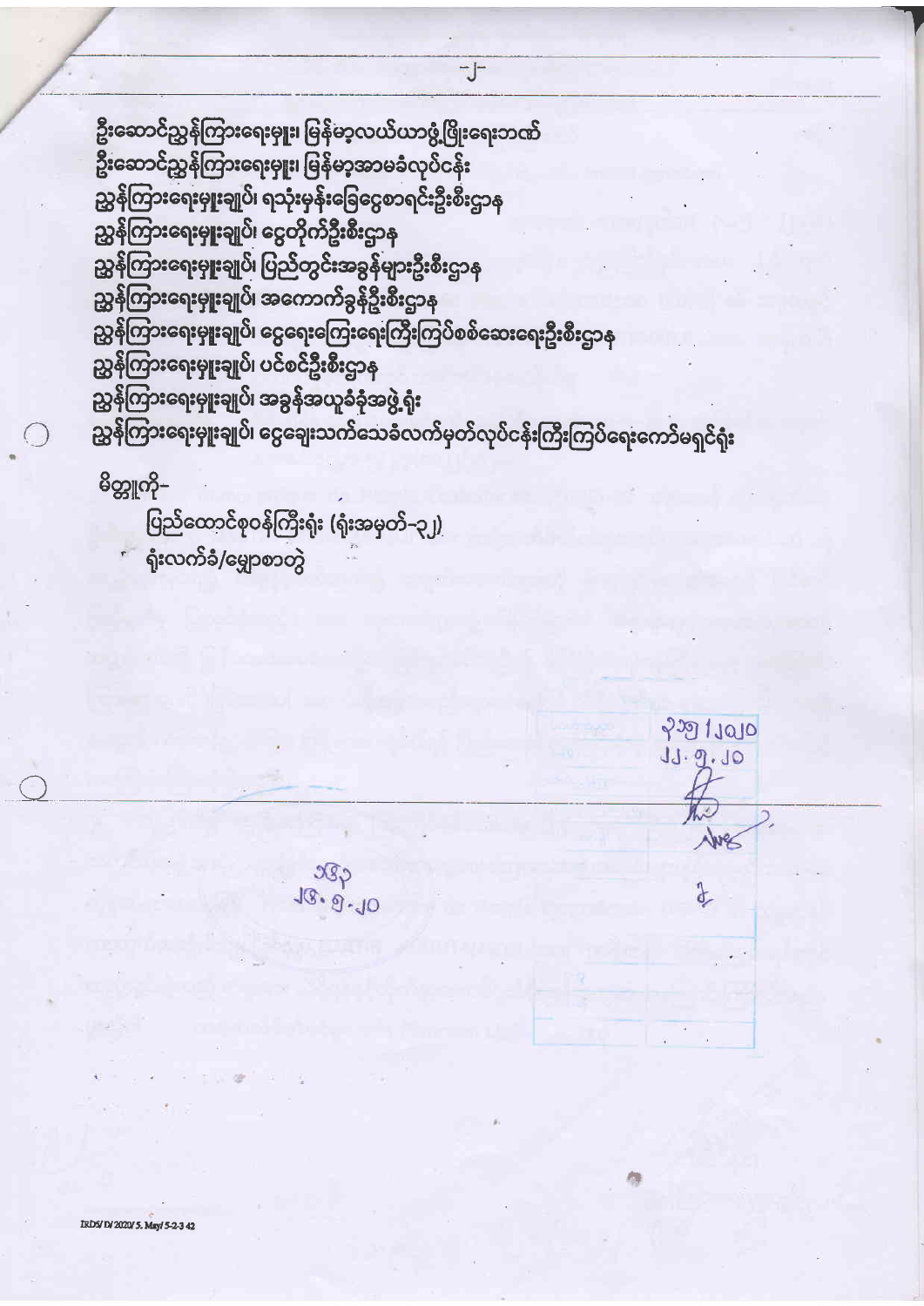ဦးဆောင်ညွှန်ကြားရေးမှူး၊ မြန်မာ့လယ်ယာဖွံ့ဖြိုးရေးဘဏ်
ဦးဆောင်ညွှန်ကြားရေးမှူး၊ မြန်မာ့အာမခံလုပ်ငန်း
ညွှန်ကြားရေးမှူးချုပ်၊ ရသုံးမှန်းခြေငွေစာရင်းဦးစီးဌာန
ညွှန်ကြားရေးမှူးချုပ်၊ ငွေတိုက်ဦးစီးဌာန
ညွှန်ကြားရေးမှူးချုပ်၊ ပြည်တွင်းအခွန်များဦးစီးဌာန
ညွှန်ကြားရေးမှူးချုပ်၊ အကောက်ခွန်ဦးစီးဌာန
ညွှန်ကြားရေးမှူးချုပ်၊ ငွေရေးကြေးရေးကြီးကြပ်စစ်ဆေးရေးဦးစီးဌာန
ညွှန်ကြားရေးမှူးချုပ်၊ ပင်စင်ဦးစီးဌာန
ညွှန်ကြားရေးမှူးချုပ်၊ အခွန်အယူခံခုံအဖွဲ့ရုံး
ညွှန်ကြားရေးမှူးချုပ်၊ ငွေချေးသက်သေခံလက်မှတ်လုပ်ငန်းကြီးကြပ်ရေးကော်မရှင်ရုံး

မိတ္တူကို-

ပြည်ထောင်စုဝန်ကြီးရုံး (ရုံးအမှတ်-၃၂)
ရုံးလက်ခံ/မျှောစာတွဲ

၃၁၅/၂၀၂၀
၂၂.၅.၂၀

၁၆၃
၂၆.၅.၂၀

IRDS/D/2020/5. May/ 5-2-3 42